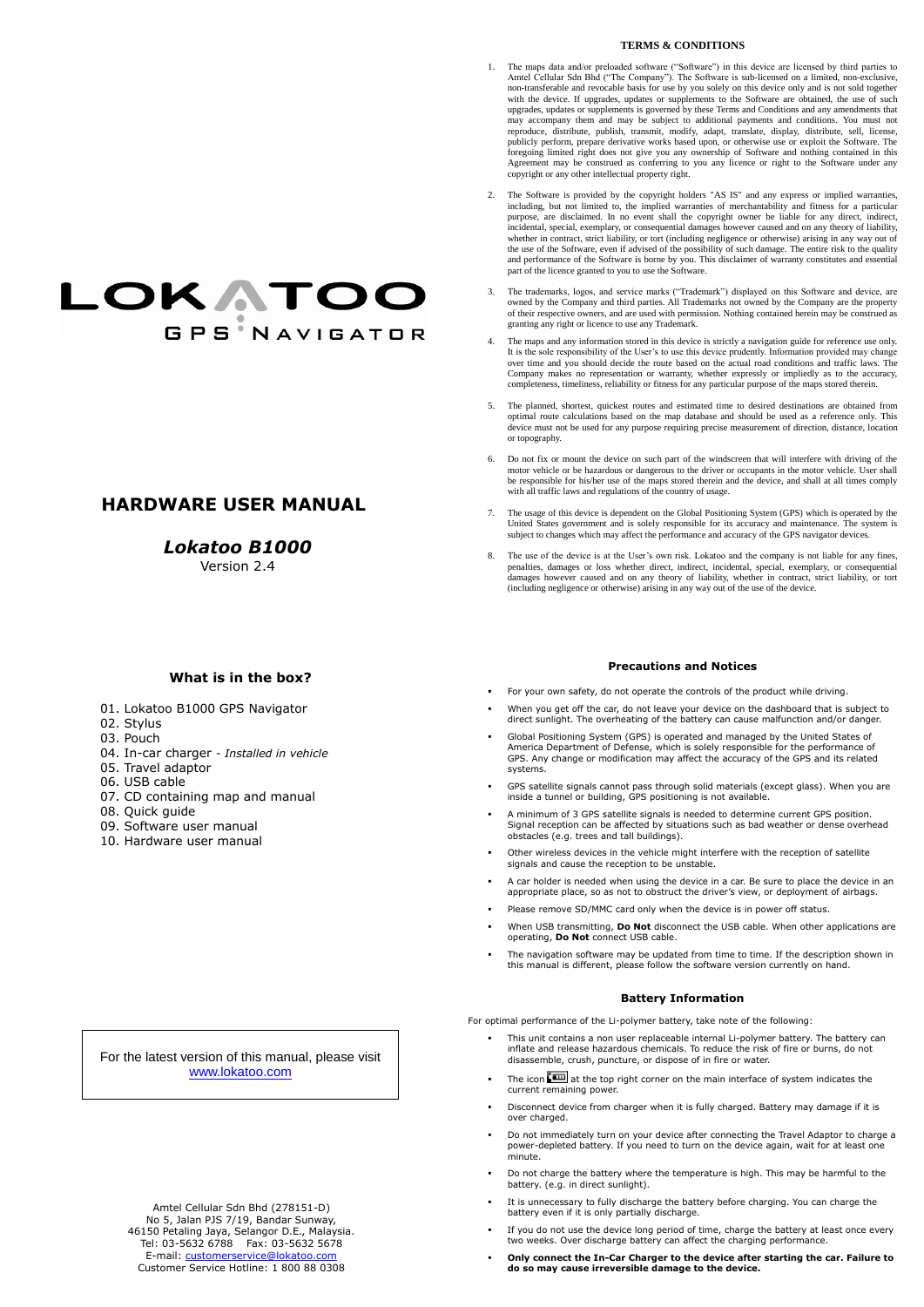# LOKATOO

GPS NAVIGATOR

# HARDWARE USER MANUAL

***Lokatoo B1000***

Version 2.4

## What is in the box?

01. Lokatoo B1000 GPS Navigator
02. Stylus
03. Pouch
04. In-car charger - *Installed in vehicle*
05. Travel adaptor
06. USB cable
07. CD containing map and manual
08. Quick guide
09. Software user manual
10. Hardware user manual

For the latest version of this manual, please visit www.lokatoo.com

Amtel Cellular Sdn Bhd (278151-D)
No 5, Jalan PJS 7/19, Bandar Sunway,
46150 Petaling Jaya, Selangor D.E., Malaysia.
Tel: 03-5632 6788 Fax: 03-5632 5678
E-mail: customerservice@lokatoo.com
Customer Service Hotline: 1 800 88 0308

## TERMS & CONDITIONS

1. The maps data and/or preloaded software ("Software") in this device are licensed by third parties to Amtel Cellular Sdn Bhd ("The Company"). The Software is sub-licensed on a limited, non-exclusive, non-transferable and revocable basis for use by you solely on this device only and is not sold together with the device. If upgrades, updates or supplements to the Software are obtained, the use of such upgrades, updates or supplements is governed by these Terms and Conditions and any amendments that may accompany them and may be subject to additional payments and conditions. You must not reproduce, distribute, publish, transmit, modify, adapt, translate, display, distribute, sell, license, publicly perform, prepare derivative works based upon, or otherwise use or exploit the Software. The foregoing limited right does not give you any ownership of Software and nothing contained in this Agreement may be construed as conferring to you any licence or right to the Software under any copyright or any other intellectual property right.

2. The Software is provided by the copyright holders "AS IS" and any express or implied warranties, including, but not limited to, the implied warranties of merchantability and fitness for a particular purpose, are disclaimed. In no event shall the copyright owner be liable for any direct, indirect, incidental, special, exemplary, or consequential damages however caused and on any theory of liability, whether in contract, strict liability, or tort (including negligence or otherwise) arising in any way out of the use of the Software, even if advised of the possibility of such damage. The entire risk to the quality and performance of the Software is borne by you. This disclaimer of warranty constitutes and essential part of the licence granted to you to use the Software.

3. The trademarks, logos, and service marks ("Trademark") displayed on this Software and device, are owned by the Company and third parties. All Trademarks not owned by the Company are the property of their respective owners, and are used with permission. Nothing contained herein may be construed as granting any right or licence to use any Trademark.

4. The maps and any information stored in this device is strictly a navigation guide for reference use only. It is the sole responsibility of the User's to use this device prudently. Information provided may change over time and you should decide the route based on the actual road conditions and traffic laws. The Company makes no representation or warranty, whether expressly or impliedly as to the accuracy, completeness, timeliness, reliability or fitness for any particular purpose of the maps stored therein.

5. The planned, shortest, quickest routes and estimated time to desired destinations are obtained from optimal route calculations based on the map database and should be used as a reference only. This device must not be used for any purpose requiring precise measurement of direction, distance, location or topography.

6. Do not fix or mount the device on such part of the windscreen that will interfere with driving of the motor vehicle or be hazardous or dangerous to the driver or occupants in the motor vehicle. User shall be responsible for his/her use of the maps stored therein and the device, and shall at all times comply with all traffic laws and regulations of the country of usage.

7. The usage of this device is dependent on the Global Positioning System (GPS) which is operated by the United States government and is solely responsible for its accuracy and maintenance. The system is subject to changes which may affect the performance and accuracy of the GPS navigator devices.

8. The use of the device is at the User's own risk. Lokatoo and the company is not liable for any fines, penalties, damages or loss whether direct, indirect, incidental, special, exemplary, or consequential damages however caused and on any theory of liability, whether in contract, strict liability, or tort (including negligence or otherwise) arising in any way out of the use of the device.

## Precautions and Notices

- For your own safety, do not operate the controls of the product while driving.
- When you get off the car, do not leave your device on the dashboard that is subject to direct sunlight. The overheating of the battery can cause malfunction and/or danger.
- Global Positioning System (GPS) is operated and managed by the United States of America Department of Defense, which is solely responsible for the performance of GPS. Any change or modification may affect the accuracy of the GPS and its related systems.
- GPS satellite signals cannot pass through solid materials (except glass). When you are inside a tunnel or building, GPS positioning is not available.
- A minimum of 3 GPS satellite signals is needed to determine current GPS position. Signal reception can be affected by situations such as bad weather or dense overhead obstacles (e.g. trees and tall buildings).
- Other wireless devices in the vehicle might interfere with the reception of satellite signals and cause the reception to be unstable.
- A car holder is needed when using the device in a car. Be sure to place the device in an appropriate place, so as not to obstruct the driver's view, or deployment of airbags.
- Please remove SD/MMC card only when the device is in power off status.
- When USB transmitting, **Do Not** disconnect the USB cable. When other applications are operating, **Do Not** connect USB cable.
- The navigation software may be updated from time to time. If the description shown in this manual is different, please follow the software version currently on hand.

## Battery Information

For optimal performance of the Li-polymer battery, take note of the following:

- This unit contains a non user replaceable internal Li-polymer battery. The battery can inflate and release hazardous chemicals. To reduce the risk of fire or burns, do not disassemble, crush, puncture, or dispose of in fire or water.
- The icon at the top right corner on the main interface of system indicates the current remaining power.
- Disconnect device from charger when it is fully charged. Battery may damage if it is over charged.
- Do not immediately turn on your device after connecting the Travel Adaptor to charge a power-depleted battery. If you need to turn on the device again, wait for at least one minute.
- Do not charge the battery where the temperature is high. This may be harmful to the battery. (e.g. in direct sunlight).
- It is unnecessary to fully discharge the battery before charging. You can charge the battery even if it is only partially discharge.
- If you do not use the device long period of time, charge the battery at least once every two weeks. Over discharge battery can affect the charging performance.
- **Only connect the In-Car Charger to the device after starting the car. Failure to do so may cause irreversible damage to the device.**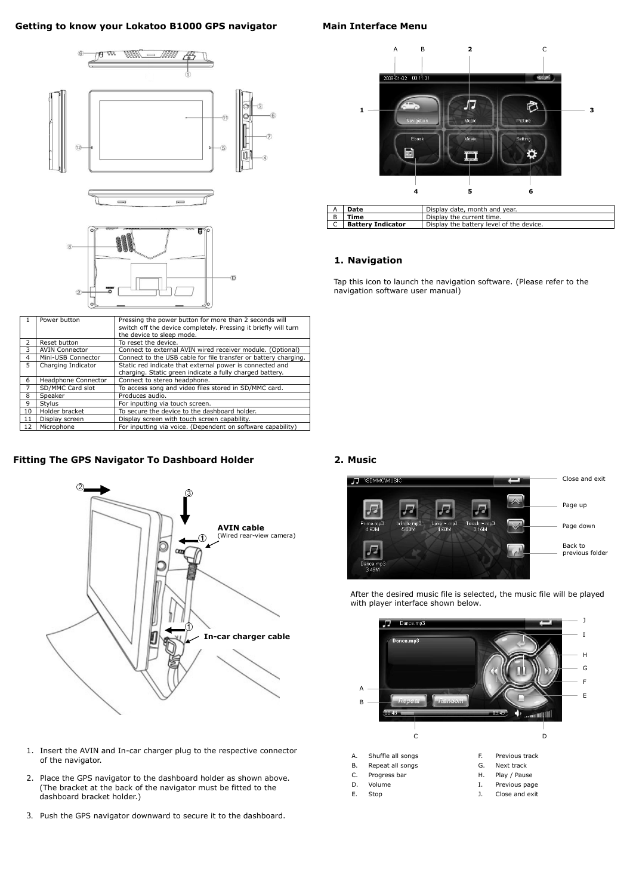## Getting to know your Lokatoo B1000 GPS navigator

| 1 | Power button | Pressing the power button for more than 2 seconds will switch off the device completely. Pressing it briefly will turn the device to sleep mode. |
|---|---|---|
| 2 | Reset button | To reset the device. |
| 3 | AVIN Connector | Connect to external AVIN wired receiver module. (Optional) |
| 4 | Mini-USB Connector | Connect to the USB cable for file transfer or battery charging. |
| 5 | Charging Indicator | Static red indicate that external power is connected and charging. Static green indicate a fully charged battery. |
| 6 | Headphone Connector | Connect to stereo headphone. |
| 7 | SD/MMC Card slot | To access song and video files stored in SD/MMC card. |
| 8 | Speaker | Produces audio. |
| 9 | Stylus | For inputting via touch screen. |
| 10 | Holder bracket | To secure the device to the dashboard holder. |
| 11 | Display screen | Display screen with touch screen capability. |
| 12 | Microphone | For inputting via voice. (Dependent on software capability) |

## Fitting The GPS Navigator To Dashboard Holder

AVIN cable (Wired rear-view camera)

In-car charger cable

1. Insert the AVIN and In-car charger plug to the respective connector of the navigator.
2. Place the GPS navigator to the dashboard holder as shown above. (The bracket at the back of the navigator must be fitted to the dashboard bracket holder.)
3. Push the GPS navigator downward to secure it to the dashboard.

## Main Interface Menu

| A | **Date** | Display date, month and year. |
|---|---|---|
| B | **Time** | Display the current time. |
| C | **Battery Indicator** | Display the battery level of the device. |

### 1. Navigation

Tap this icon to launch the navigation software. (Please refer to the navigation software user manual)

### 2. Music

Close and exit

Page up

Page down

Back to previous folder

After the desired music file is selected, the music file will be played with player interface shown below.

| | | | |
|---|---|---|---|
| A. | Shuffle all songs | F. | Previous track |
| B. | Repeat all songs | G. | Next track |
| C. | Progress bar | H. | Play / Pause |
| D. | Volume | I. | Previous page |
| E. | Stop | J. | Close and exit |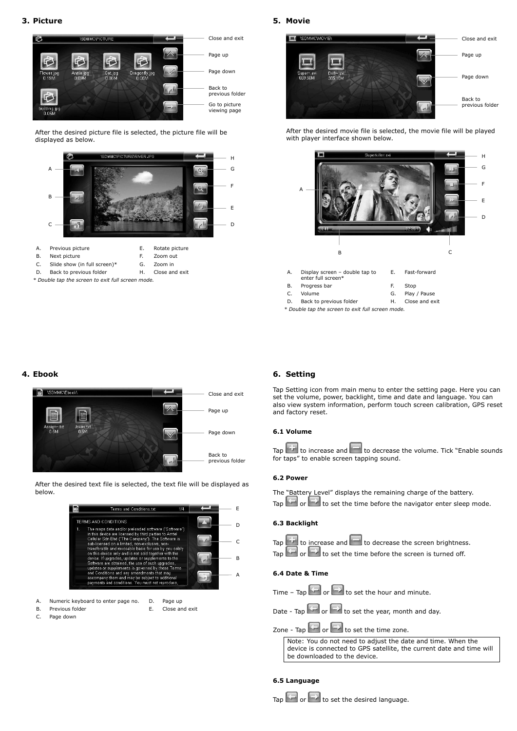## 3. Picture

Close and exit

Page up

Page down

Back to previous folder

Go to picture viewing page

After the desired picture file is selected, the picture file will be displayed as below.

| | | | |
|---|---|---|---|
| A. | Previous picture | E. | Rotate picture |
| B. | Next picture | F. | Zoom out |
| C. | Slide show (in full screen)* | G. | Zoom in |
| D. | Back to previous folder | H. | Close and exit |

*\* Double tap the screen to exit full screen mode.*

## 4. Ebook

Close and exit

Page up

Page down

Back to previous folder

After the desired text file is selected, the text file will be displayed as below.

| | | | |
|---|---|---|---|
| A. | Numeric keyboard to enter page no. | D. | Page up |
| B. | Previous folder | E. | Close and exit |
| C. | Page down | | |

## 5. Movie

Close and exit

Page up

Page down

Back to previous folder

After the desired movie file is selected, the movie file will be played with player interface shown below.

| | | | |
|---|---|---|---|
| A. | Display screen – double tap to enter full screen* | E. | Fast-forward |
| B. | Progress bar | F. | Stop |
| C. | Volume | G. | Play / Pause |
| D. | Back to previous folder | H. | Close and exit |

*\* Double tap the screen to exit full screen mode.*

## 6. Setting

Tap Setting icon from main menu to enter the setting page. Here you can set the volume, power, backlight, time and date and language. You can also view system information, perform touch screen calibration, GPS reset and factory reset.

### 6.1 Volume

Tap [+] to increase and [–] to decrease the volume. Tick "Enable sounds for taps" to enable screen tapping sound.

### 6.2 Power

The "Battery Level" displays the remaining charge of the battery.

Tap [←] or [→] to set the time before the navigator enter sleep mode.

### 6.3 Backlight

Tap [+] to increase and [–] to decrease the screen brightness.

Tap [←] or [→] to set the time before the screen is turned off.

### 6.4 Date & Time

Time – Tap [←] or [→] to set the hour and minute.

Date - Tap [←] or [→] to set the year, month and day.

Zone - Tap [←] or [→] to set the time zone.

Note: You do not need to adjust the date and time. When the device is connected to GPS satellite, the current date and time will be downloaded to the device.

### 6.5 Language

Tap [←] or [→] to set the desired language.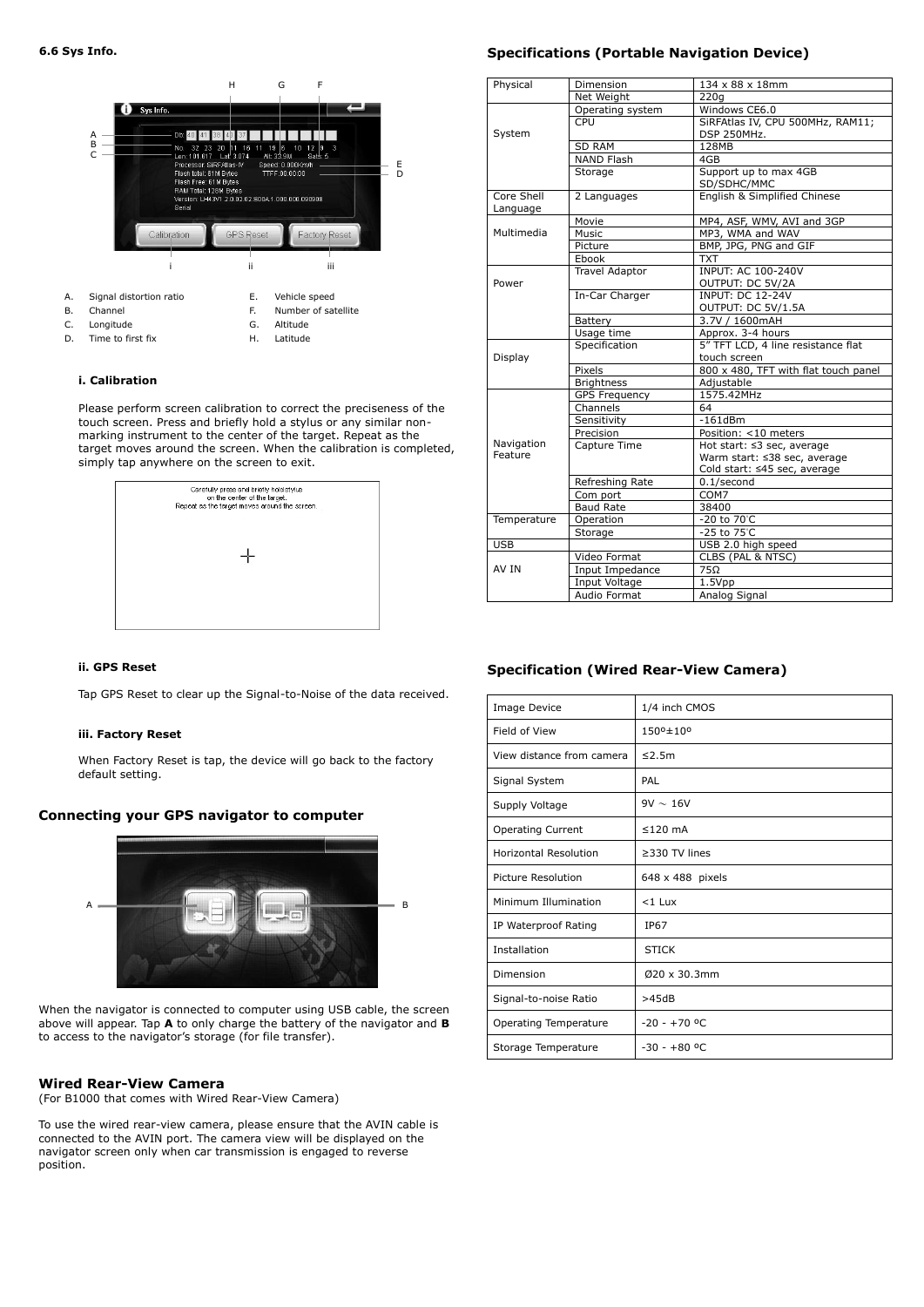### 6.6 Sys Info.

- A. Signal distortion ratio
- B. Channel
- C. Longitude
- D. Time to first fix
- E. Vehicle speed
- F. Number of satellite
- G. Altitude
- H. Latitude

#### i. Calibration

Please perform screen calibration to correct the preciseness of the touch screen. Press and briefly hold a stylus or any similar non-marking instrument to the center of the target. Repeat as the target moves around the screen. When the calibration is completed, simply tap anywhere on the screen to exit.

#### ii. GPS Reset

Tap GPS Reset to clear up the Signal-to-Noise of the data received.

#### iii. Factory Reset

When Factory Reset is tap, the device will go back to the factory default setting.

## Connecting your GPS navigator to computer

When the navigator is connected to computer using USB cable, the screen above will appear. Tap **A** to only charge the battery of the navigator and **B** to access to the navigator's storage (for file transfer).

## Wired Rear-View Camera

(For B1000 that comes with Wired Rear-View Camera)

To use the wired rear-view camera, please ensure that the AVIN cable is connected to the AVIN port. The camera view will be displayed on the navigator screen only when car transmission is engaged to reverse position.

## Specifications (Portable Navigation Device)

| | | |
|---|---|---|
| Physical | Dimension | 134 x 88 x 18mm |
| | Net Weight | 220g |
| System | Operating system | Windows CE6.0 |
| | CPU | SiRFAtlas IV, CPU 500MHz, RAM11; DSP 250MHz. |
| | SD RAM | 128MB |
| | NAND Flash | 4GB |
| | Storage | Support up to max 4GB SD/SDHC/MMC |
| Core Shell Language | 2 Languages | English & Simplified Chinese |
| Multimedia | Movie | MP4, ASF, WMV, AVI and 3GP |
| | Music | MP3, WMA and WAV |
| | Picture | BMP, JPG, PNG and GIF |
| | Ebook | TXT |
| Power | Travel Adaptor | INPUT: AC 100-240V<br>OUTPUT: DC 5V/2A |
| | In-Car Charger | INPUT: DC 12-24V<br>OUTPUT: DC 5V/1.5A |
| | Battery | 3.7V / 1600mAH |
| | Usage time | Approx. 3-4 hours |
| Display | Specification | 5" TFT LCD, 4 line resistance flat touch screen |
| | Pixels | 800 x 480, TFT with flat touch panel |
| | Brightness | Adjustable |
| Navigation Feature | GPS Frequency | 1575.42MHz |
| | Channels | 64 |
| | Sensitivity | -161dBm |
| | Precision | Position: <10 meters |
| | Capture Time | Hot start: ≤3 sec, average<br>Warm start: ≤38 sec, average<br>Cold start: ≤45 sec, average |
| | Refreshing Rate | 0.1/second |
| | Com port | COM7 |
| | Baud Rate | 38400 |
| Temperature | Operation | -20 to 70°C |
| | Storage | -25 to 75°C |
| USB | | USB 2.0 high speed |
| AV IN | Video Format | CLBS (PAL & NTSC) |
| | Input Impedance | 75Ω |
| | Input Voltage | 1.5Vpp |
| | Audio Format | Analog Signal |

## Specification (Wired Rear-View Camera)

| | |
|---|---|
| Image Device | 1/4 inch CMOS |
| Field of View | 150º±10º |
| View distance from camera | ≤2.5m |
| Signal System | PAL |
| Supply Voltage | 9V ~ 16V |
| Operating Current | ≤120 mA |
| Horizontal Resolution | ≥330 TV lines |
| Picture Resolution | 648 x 488 pixels |
| Minimum Illumination | <1 Lux |
| IP Waterproof Rating | IP67 |
| Installation | STICK |
| Dimension | Ø20 x 30.3mm |
| Signal-to-noise Ratio | >45dB |
| Operating Temperature | -20 - +70 ºC |
| Storage Temperature | -30 - +80 ºC |